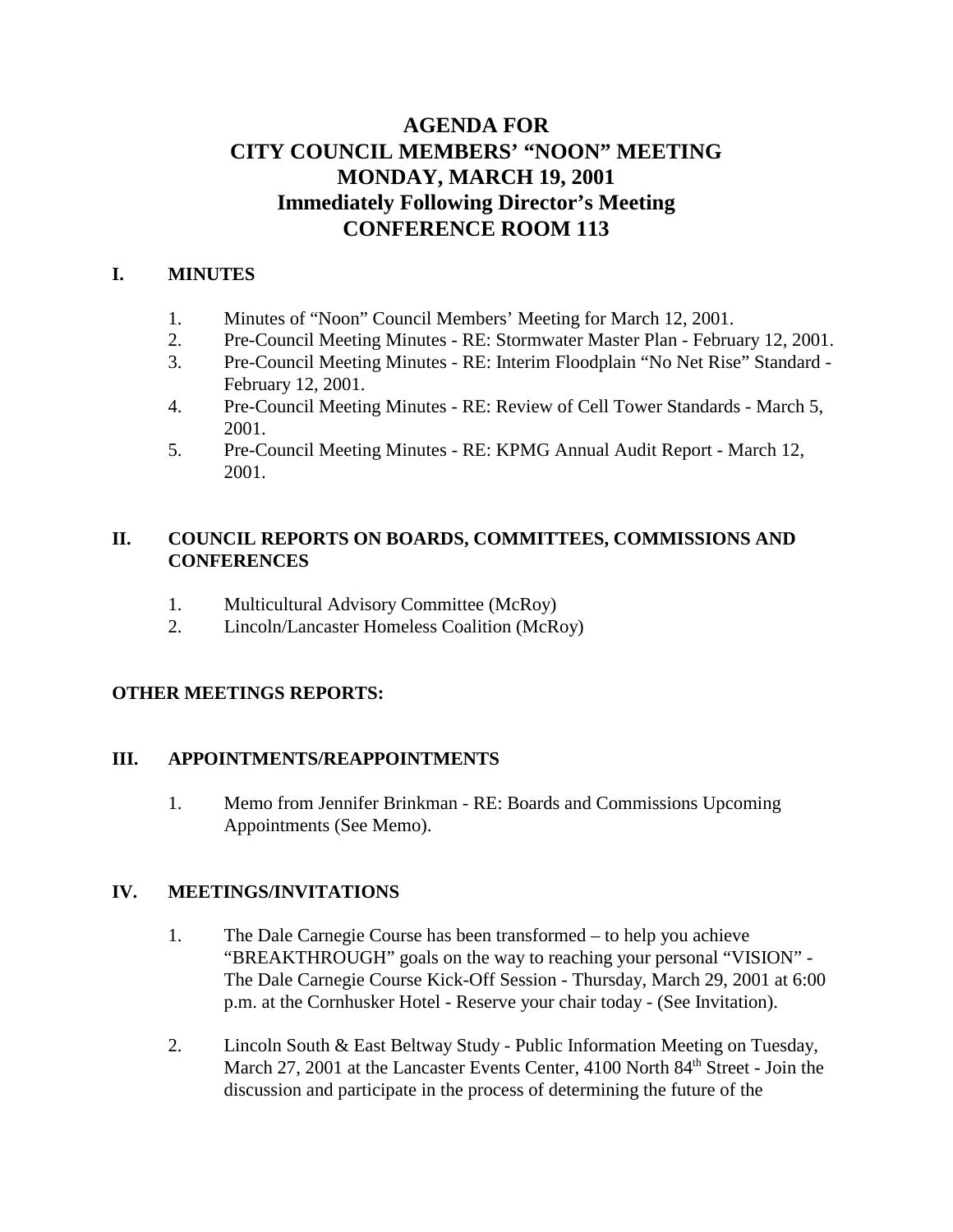# AGENDA FOR
# CITY COUNCIL MEMBERS' "NOON" MEETING
# MONDAY, MARCH 19, 2001
# Immediately Following Director's Meeting
# CONFERENCE ROOM 113

## I. MINUTES

1. Minutes of "Noon" Council Members' Meeting for March 12, 2001.
2. Pre-Council Meeting Minutes - RE: Stormwater Master Plan - February 12, 2001.
3. Pre-Council Meeting Minutes - RE: Interim Floodplain "No Net Rise" Standard - February 12, 2001.
4. Pre-Council Meeting Minutes - RE: Review of Cell Tower Standards - March 5, 2001.
5. Pre-Council Meeting Minutes - RE: KPMG Annual Audit Report - March 12, 2001.

## II. COUNCIL REPORTS ON BOARDS, COMMITTEES, COMMISSIONS AND CONFERENCES

1. Multicultural Advisory Committee (McRoy)
2. Lincoln/Lancaster Homeless Coalition (McRoy)

**OTHER MEETINGS REPORTS:**

## III. APPOINTMENTS/REAPPOINTMENTS

1. Memo from Jennifer Brinkman - RE: Boards and Commissions Upcoming Appointments (See Memo).

## IV. MEETINGS/INVITATIONS

1. The Dale Carnegie Course has been transformed – to help you achieve "BREAKTHROUGH" goals on the way to reaching your personal "VISION" - The Dale Carnegie Course Kick-Off Session - Thursday, March 29, 2001 at 6:00 p.m. at the Cornhusker Hotel - Reserve your chair today - (See Invitation).

2. Lincoln South & East Beltway Study - Public Information Meeting on Tuesday, March 27, 2001 at the Lancaster Events Center, 4100 North 84th Street - Join the discussion and participate in the process of determining the future of the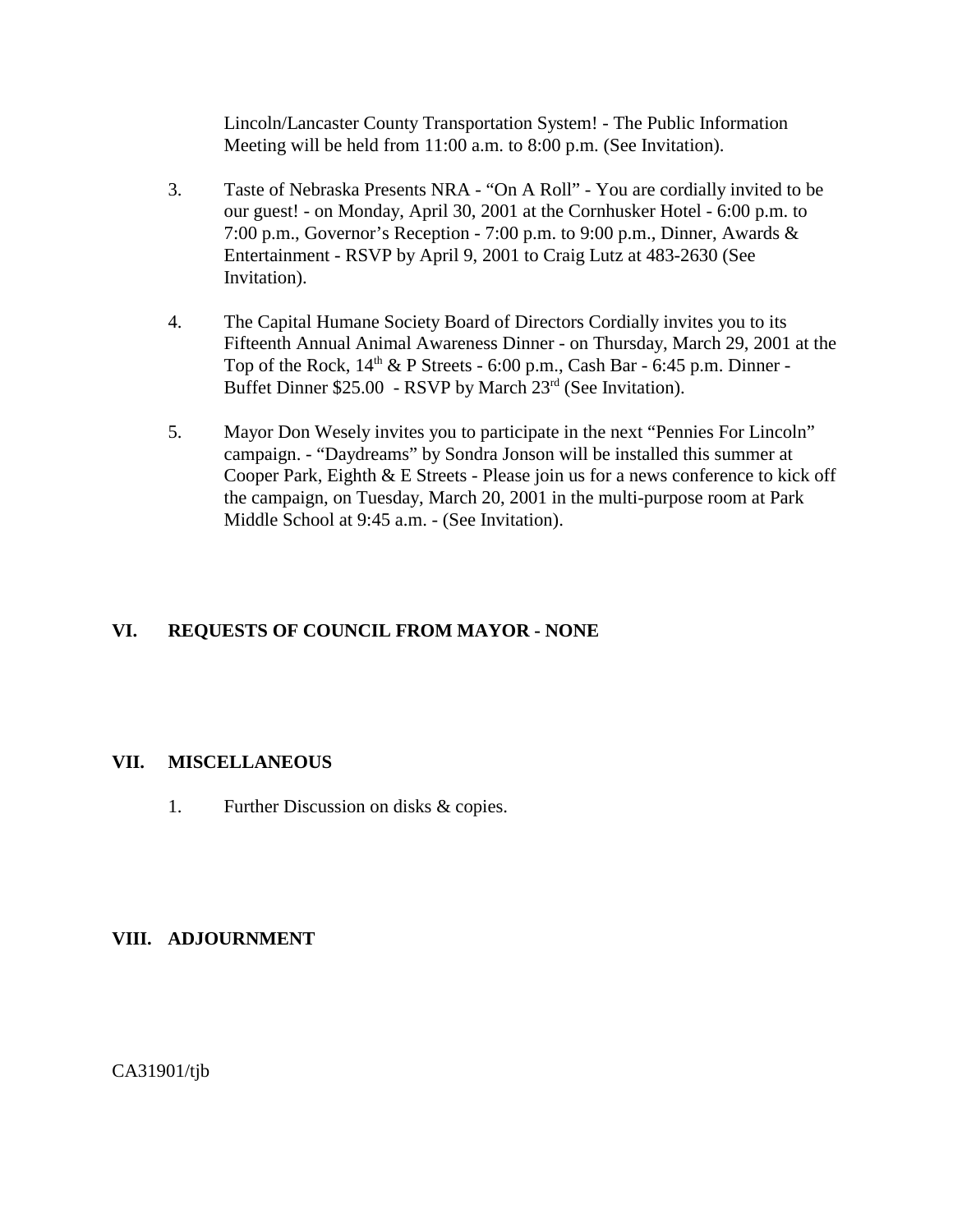Lincoln/Lancaster County Transportation System! - The Public Information Meeting will be held from 11:00 a.m. to 8:00 p.m. (See Invitation).

3. Taste of Nebraska Presents NRA - "On A Roll" - You are cordially invited to be our guest! - on Monday, April 30, 2001 at the Cornhusker Hotel - 6:00 p.m. to 7:00 p.m., Governor's Reception - 7:00 p.m. to 9:00 p.m., Dinner, Awards & Entertainment - RSVP by April 9, 2001 to Craig Lutz at 483-2630 (See Invitation).

4. The Capital Humane Society Board of Directors Cordially invites you to its Fifteenth Annual Animal Awareness Dinner - on Thursday, March 29, 2001 at the Top of the Rock, 14th & P Streets - 6:00 p.m., Cash Bar - 6:45 p.m. Dinner - Buffet Dinner $25.00 - RSVP by March 23rd (See Invitation).

5. Mayor Don Wesely invites you to participate in the next "Pennies For Lincoln" campaign. - "Daydreams" by Sondra Jonson will be installed this summer at Cooper Park, Eighth & E Streets - Please join us for a news conference to kick off the campaign, on Tuesday, March 20, 2001 in the multi-purpose room at Park Middle School at 9:45 a.m. - (See Invitation).

## VI. REQUESTS OF COUNCIL FROM MAYOR - NONE

## VII. MISCELLANEOUS

1. Further Discussion on disks & copies.

## VIII. ADJOURNMENT

CA31901/tjb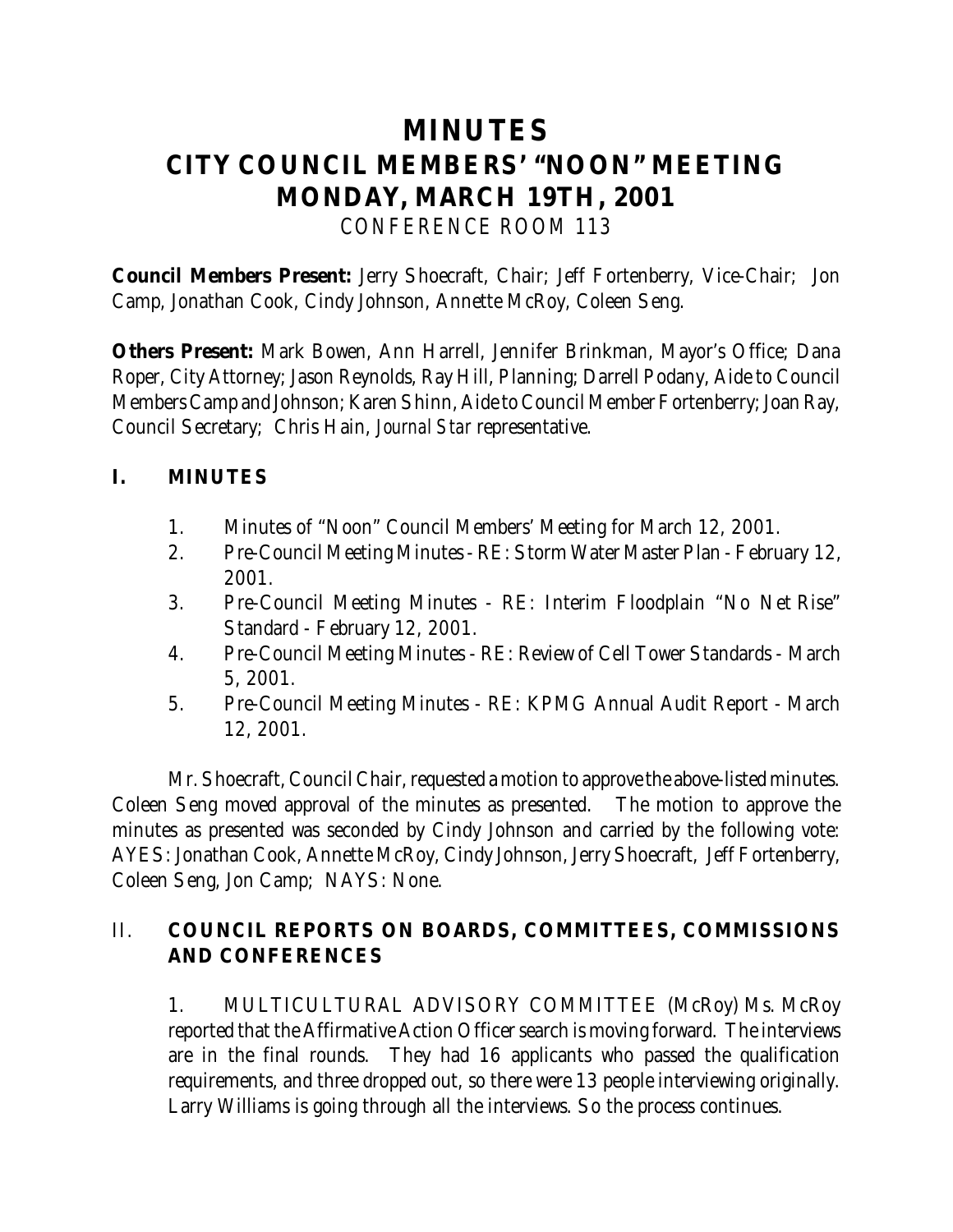# MINUTES
# CITY COUNCIL MEMBERS' "NOON" MEETING
# MONDAY, MARCH 19TH, 2001
CONFERENCE ROOM 113

**Council Members Present:** Jerry Shoecraft, Chair; Jeff Fortenberry, Vice-Chair; Jon Camp, Jonathan Cook, Cindy Johnson, Annette McRoy, Coleen Seng.

**Others Present:** Mark Bowen, Ann Harrell, Jennifer Brinkman, Mayor's Office; Dana Roper, City Attorney; Jason Reynolds, Ray Hill, Planning; Darrell Podany, Aide to Council Members Camp and Johnson; Karen Shinn, Aide to Council Member Fortenberry; Joan Ray, Council Secretary; Chris Hain, *Journal Star* representative.

## I. MINUTES

1. Minutes of "Noon" Council Members' Meeting for March 12, 2001.
2. Pre-Council Meeting Minutes - RE: Storm Water Master Plan - February 12, 2001.
3. Pre-Council Meeting Minutes - RE: Interim Floodplain "No Net Rise" Standard - February 12, 2001.
4. Pre-Council Meeting Minutes - RE: Review of Cell Tower Standards - March 5, 2001.
5. Pre-Council Meeting Minutes - RE: KPMG Annual Audit Report - March 12, 2001.

Mr. Shoecraft, Council Chair, requested a motion to approve the above-listed minutes. Coleen Seng moved approval of the minutes as presented. The motion to approve the minutes as presented was seconded by Cindy Johnson and carried by the following vote: AYES: Jonathan Cook, Annette McRoy, Cindy Johnson, Jerry Shoecraft, Jeff Fortenberry, Coleen Seng, Jon Camp; NAYS: None.

## II. COUNCIL REPORTS ON BOARDS, COMMITTEES, COMMISSIONS AND CONFERENCES

1. MULTICULTURAL ADVISORY COMMITTEE (McRoy) Ms. McRoy reported that the Affirmative Action Officer search is moving forward. The interviews are in the final rounds. They had 16 applicants who passed the qualification requirements, and three dropped out, so there were 13 people interviewing originally. Larry Williams is going through all the interviews. So the process continues.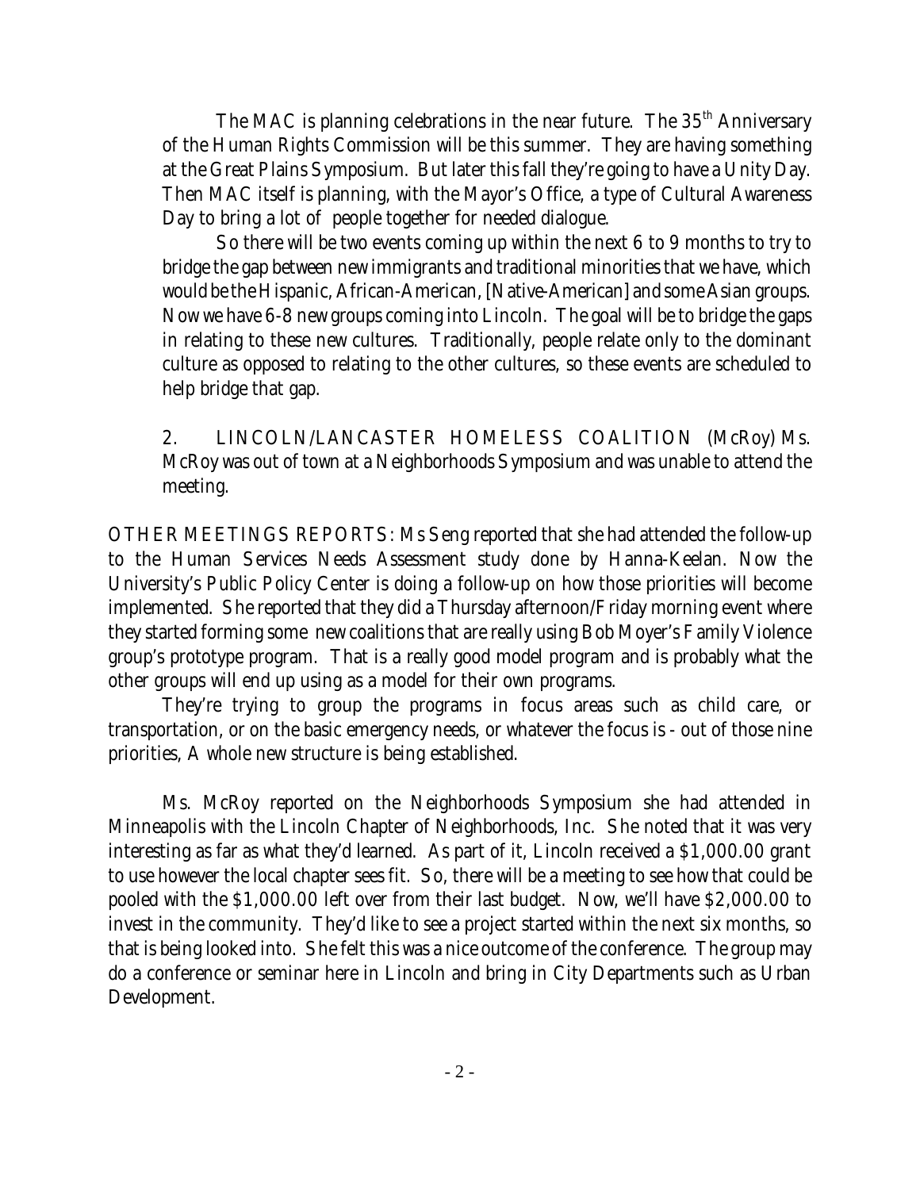The MAC is planning celebrations in the near future. The 35th Anniversary of the Human Rights Commission will be this summer. They are having something at the Great Plains Symposium. But later this fall they're going to have a Unity Day. Then MAC itself is planning, with the Mayor's Office, a type of Cultural Awareness Day to bring a lot of people together for needed dialogue.

So there will be two events coming up within the next 6 to 9 months to try to bridge the gap between new immigrants and traditional minorities that we have, which would be the Hispanic, African-American, [Native-American] and some Asian groups. Now we have 6-8 new groups coming into Lincoln. The goal will be to bridge the gaps in relating to these new cultures. Traditionally, people relate only to the dominant culture as opposed to relating to the other cultures, so these events are scheduled to help bridge that gap.

2. LINCOLN/LANCASTER HOMELESS COALITION (McRoy) Ms. McRoy was out of town at a Neighborhoods Symposium and was unable to attend the meeting.

OTHER MEETINGS REPORTS: Ms Seng reported that she had attended the follow-up to the Human Services Needs Assessment study done by Hanna-Keelan. Now the University's Public Policy Center is doing a follow-up on how those priorities will become implemented. She reported that they did a Thursday afternoon/Friday morning event where they started forming some new coalitions that are really using Bob Moyer's Family Violence group's prototype program. That is a really good model program and is probably what the other groups will end up using as a model for their own programs.

They're trying to group the programs in focus areas such as child care, or transportation, or on the basic emergency needs, or whatever the focus is - out of those nine priorities, A whole new structure is being established.

Ms. McRoy reported on the Neighborhoods Symposium she had attended in Minneapolis with the Lincoln Chapter of Neighborhoods, Inc. She noted that it was very interesting as far as what they'd learned. As part of it, Lincoln received a $1,000.00 grant to use however the local chapter sees fit. So, there will be a meeting to see how that could be pooled with the $1,000.00 left over from their last budget. Now, we'll have $2,000.00 to invest in the community. They'd like to see a project started within the next six months, so that is being looked into. She felt this was a nice outcome of the conference. The group may do a conference or seminar here in Lincoln and bring in City Departments such as Urban Development.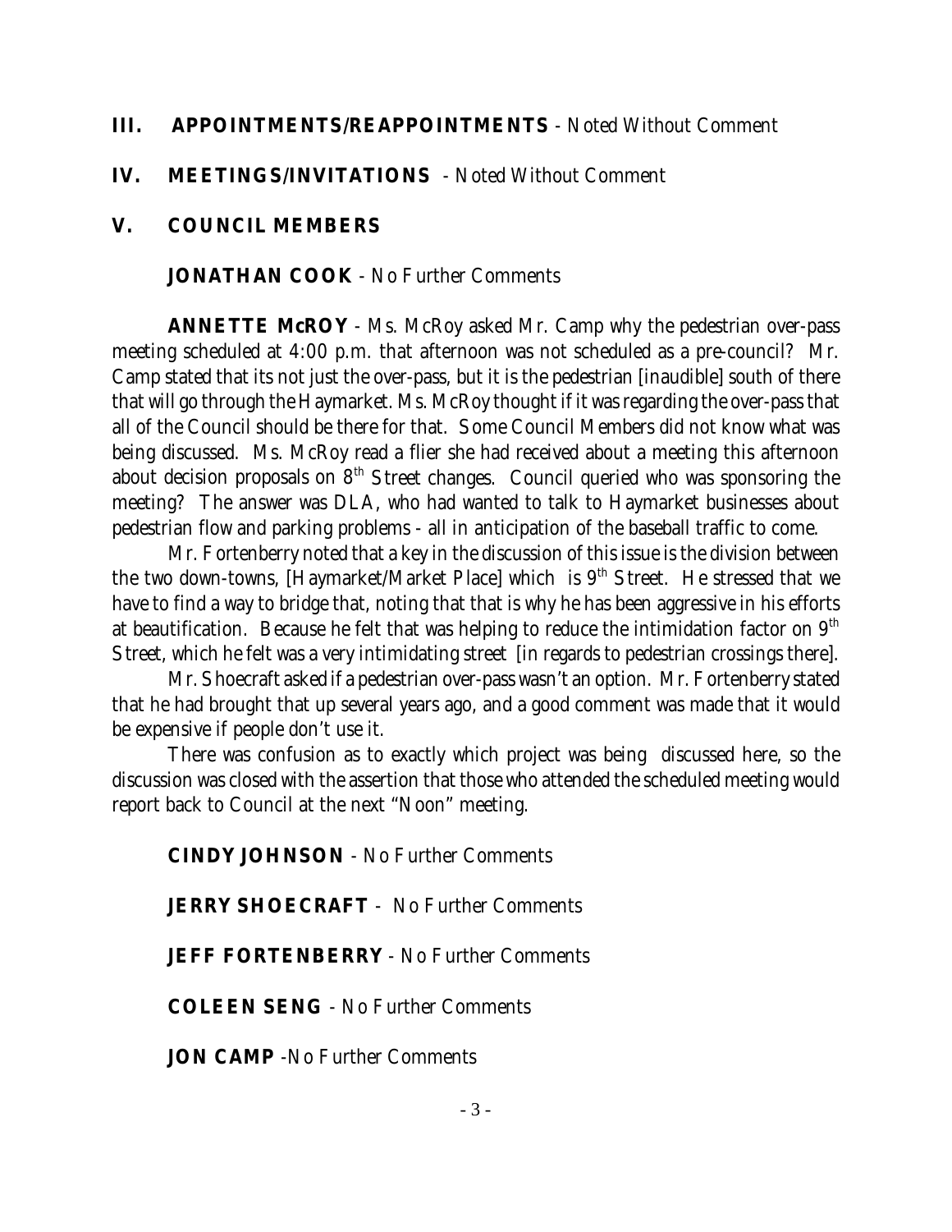## III. APPOINTMENTS/REAPPOINTMENTS - Noted Without Comment

## IV. MEETINGS/INVITATIONS - Noted Without Comment

## V. COUNCIL MEMBERS

**JONATHAN COOK** - No Further Comments

**ANNETTE McROY** - Ms. McRoy asked Mr. Camp why the pedestrian over-pass meeting scheduled at 4:00 p.m. that afternoon was not scheduled as a pre-council? Mr. Camp stated that its not just the over-pass, but it is the pedestrian [inaudible] south of there that will go through the Haymarket. Ms. McRoy thought if it was regarding the over-pass that all of the Council should be there for that. Some Council Members did not know what was being discussed. Ms. McRoy read a flier she had received about a meeting this afternoon about decision proposals on 8th Street changes. Council queried who was sponsoring the meeting? The answer was DLA, who had wanted to talk to Haymarket businesses about pedestrian flow and parking problems - all in anticipation of the baseball traffic to come.

Mr. Fortenberry noted that a key in the discussion of this issue is the division between the two down-towns, [Haymarket/Market Place] which is 9th Street. He stressed that we have to find a way to bridge that, noting that that is why he has been aggressive in his efforts at beautification. Because he felt that was helping to reduce the intimidation factor on 9th Street, which he felt was a very intimidating street [in regards to pedestrian crossings there].

Mr. Shoecraft asked if a pedestrian over-pass wasn't an option. Mr. Fortenberry stated that he had brought that up several years ago, and a good comment was made that it would be expensive if people don't use it.

There was confusion as to exactly which project was being discussed here, so the discussion was closed with the assertion that those who attended the scheduled meeting would report back to Council at the next "Noon" meeting.

**CINDY JOHNSON** - No Further Comments

**JERRY SHOECRAFT** - No Further Comments

**JEFF FORTENBERRY** - No Further Comments

**COLEEN SENG** - No Further Comments

**JON CAMP** -No Further Comments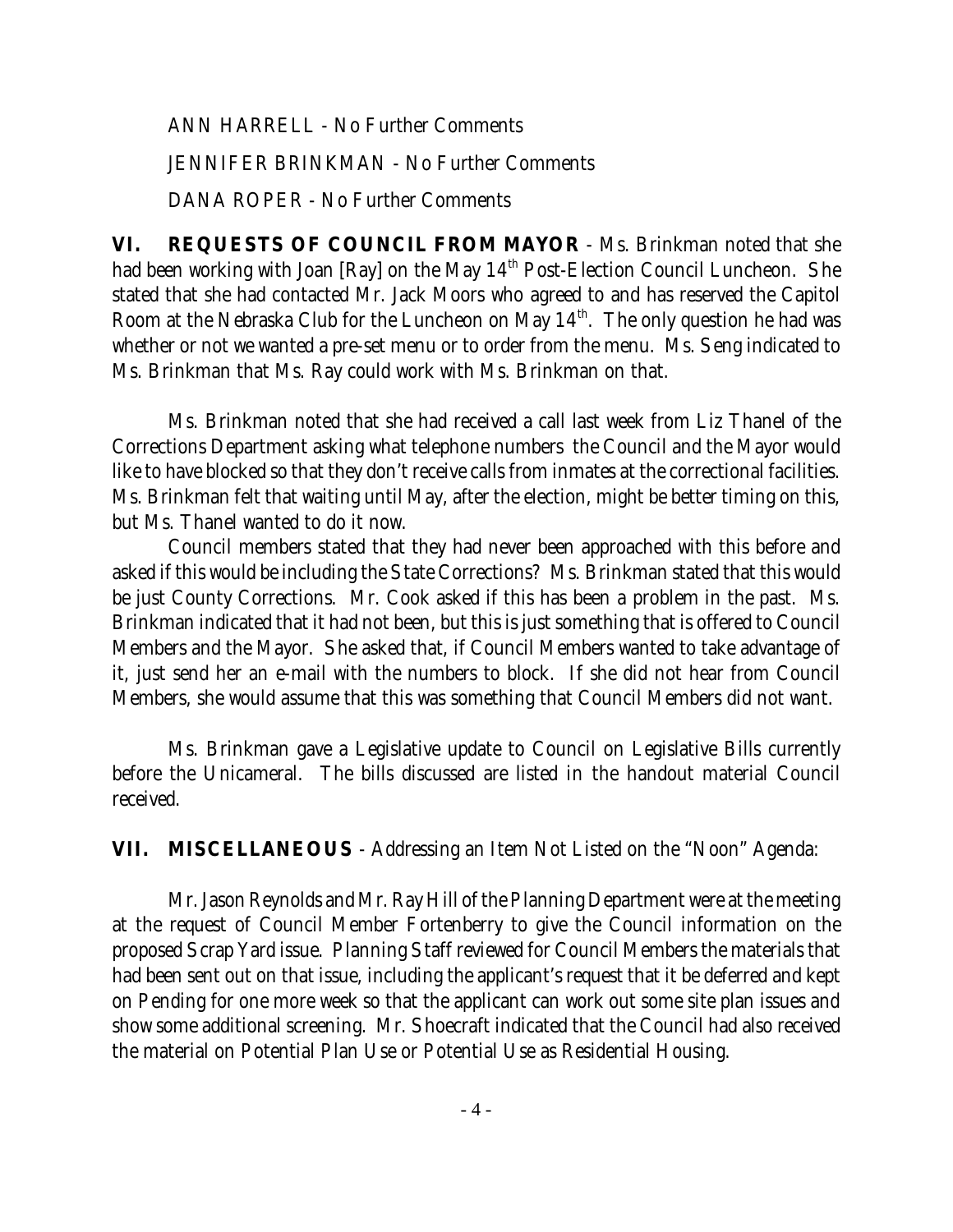ANN HARRELL - No Further Comments

JENNIFER BRINKMAN - No Further Comments

DANA ROPER - No Further Comments

**VI. REQUESTS OF COUNCIL FROM MAYOR** - Ms. Brinkman noted that she had been working with Joan [Ray] on the May 14th Post-Election Council Luncheon. She stated that she had contacted Mr. Jack Moors who agreed to and has reserved the Capitol Room at the Nebraska Club for the Luncheon on May 14th. The only question he had was whether or not we wanted a pre-set menu or to order from the menu. Ms. Seng indicated to Ms. Brinkman that Ms. Ray could work with Ms. Brinkman on that.

Ms. Brinkman noted that she had received a call last week from Liz Thanel of the Corrections Department asking what telephone numbers the Council and the Mayor would like to have blocked so that they don't receive calls from inmates at the correctional facilities. Ms. Brinkman felt that waiting until May, after the election, might be better timing on this, but Ms. Thanel wanted to do it now.

Council members stated that they had never been approached with this before and asked if this would be including the State Corrections? Ms. Brinkman stated that this would be just County Corrections. Mr. Cook asked if this has been a problem in the past. Ms. Brinkman indicated that it had not been, but this is just something that is offered to Council Members and the Mayor. She asked that, if Council Members wanted to take advantage of it, just send her an e-mail with the numbers to block. If she did not hear from Council Members, she would assume that this was something that Council Members did not want.

Ms. Brinkman gave a Legislative update to Council on Legislative Bills currently before the Unicameral. The bills discussed are listed in the handout material Council received.

**VII. MISCELLANEOUS** - Addressing an Item Not Listed on the "Noon" Agenda:

Mr. Jason Reynolds and Mr. Ray Hill of the Planning Department were at the meeting at the request of Council Member Fortenberry to give the Council information on the proposed Scrap Yard issue. Planning Staff reviewed for Council Members the materials that had been sent out on that issue, including the applicant's request that it be deferred and kept on Pending for one more week so that the applicant can work out some site plan issues and show some additional screening. Mr. Shoecraft indicated that the Council had also received the material on Potential Plan Use or Potential Use as Residential Housing.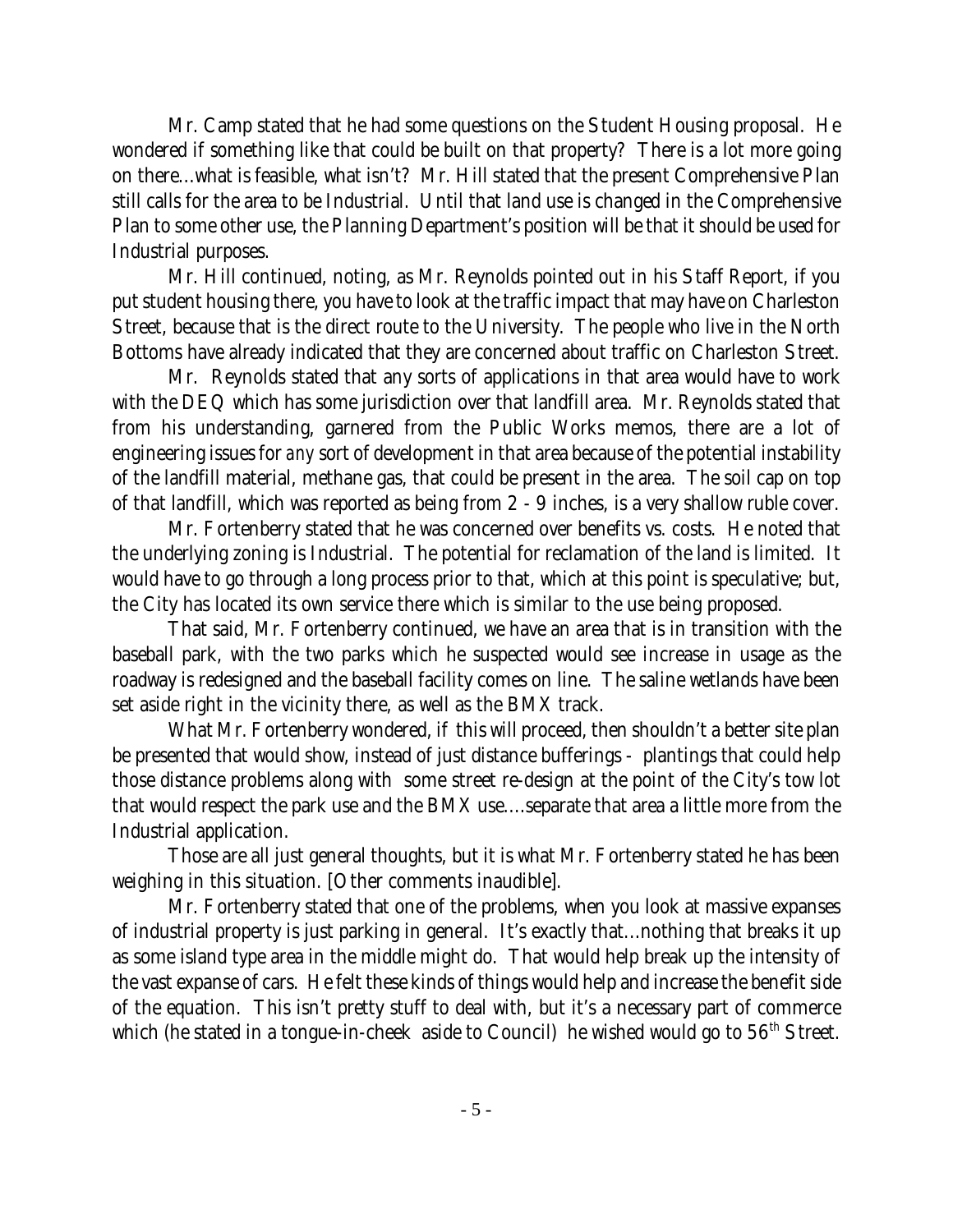Mr. Camp stated that he had some questions on the Student Housing proposal. He wondered if something like that could be built on that property? There is a lot more going on there...what is feasible, what isn't? Mr. Hill stated that the present Comprehensive Plan still calls for the area to be Industrial. Until that land use is changed in the Comprehensive Plan to some other use, the Planning Department's position will be that it should be used for Industrial purposes.

Mr. Hill continued, noting, as Mr. Reynolds pointed out in his Staff Report, if you put student housing there, you have to look at the traffic impact that may have on Charleston Street, because that is the direct route to the University. The people who live in the North Bottoms have already indicated that they are concerned about traffic on Charleston Street.

Mr. Reynolds stated that any sorts of applications in that area would have to work with the DEQ which has some jurisdiction over that landfill area. Mr. Reynolds stated that from his understanding, garnered from the Public Works memos, there are a lot of engineering issues for *any* sort of development in that area because of the potential instability of the landfill material, methane gas, that could be present in the area. The soil cap on top of that landfill, which was reported as being from 2 - 9 inches, is a very shallow ruble cover.

Mr. Fortenberry stated that he was concerned over benefits vs. costs. He noted that the underlying zoning is Industrial. The potential for reclamation of the land is limited. It would have to go through a long process prior to that, which at this point is speculative; but, the City has located its own service there which is similar to the use being proposed.

That said, Mr. Fortenberry continued, we have an area that is in transition with the baseball park, with the two parks which he suspected would see increase in usage as the roadway is redesigned and the baseball facility comes on line. The saline wetlands have been set aside right in the vicinity there, as well as the BMX track.

What Mr. Fortenberry wondered, if this will proceed, then shouldn't a better site plan be presented that would show, instead of just distance bufferings - plantings that could help those distance problems along with some street re-design at the point of the City's tow lot that would respect the park use and the BMX use....separate that area a little more from the Industrial application.

Those are all just general thoughts, but it is what Mr. Fortenberry stated he has been weighing in this situation. [Other comments inaudible].

Mr. Fortenberry stated that one of the problems, when you look at massive expanses of industrial property is just parking in general. It's exactly that...nothing that breaks it up as some island type area in the middle might do. That would help break up the intensity of the vast expanse of cars. He felt these kinds of things would help and increase the benefit side of the equation. This isn't pretty stuff to deal with, but it's a necessary part of commerce which (he stated in a tongue-in-cheek aside to Council) he wished would go to 56th Street.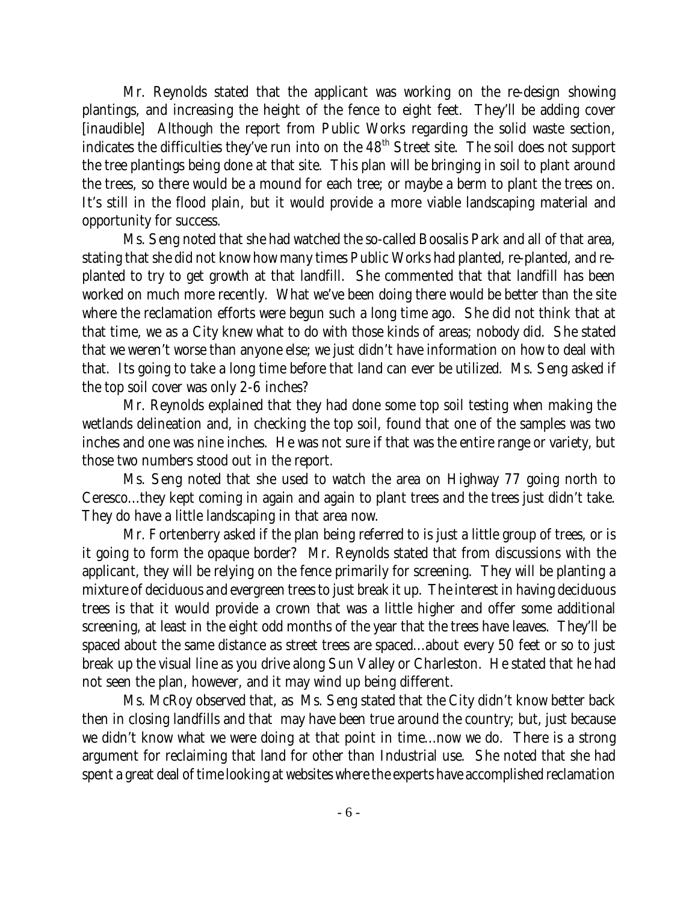Mr. Reynolds stated that the applicant was working on the re-design showing plantings, and increasing the height of the fence to eight feet. They'll be adding cover [inaudible] Although the report from Public Works regarding the solid waste section, indicates the difficulties they've run into on the 48th Street site. The soil does not support the tree plantings being done at that site. This plan will be bringing in soil to plant around the trees, so there would be a mound for each tree; or maybe a berm to plant the trees on. It's still in the flood plain, but it would provide a more viable landscaping material and opportunity for success.

Ms. Seng noted that she had watched the so-called Boosalis Park and all of that area, stating that she did not know how many times Public Works had planted, re-planted, and re-planted to try to get growth at that landfill. She commented that that landfill has been worked on much more recently. What we've been doing there would be better than the site where the reclamation efforts were begun such a long time ago. She did not think that at that time, we as a City knew what to do with those kinds of areas; nobody did. She stated that we weren't worse than anyone else; we just didn't have information on how to deal with that. Its going to take a long time before that land can ever be utilized. Ms. Seng asked if the top soil cover was only 2-6 inches?

Mr. Reynolds explained that they had done some top soil testing when making the wetlands delineation and, in checking the top soil, found that one of the samples was two inches and one was nine inches. He was not sure if that was the entire range or variety, but those two numbers stood out in the report.

Ms. Seng noted that she used to watch the area on Highway 77 going north to Ceresco...they kept coming in again and again to plant trees and the trees just didn't take. They do have a little landscaping in that area now.

Mr. Fortenberry asked if the plan being referred to is just a little group of trees, or is it going to form the opaque border? Mr. Reynolds stated that from discussions with the applicant, they will be relying on the fence primarily for screening. They will be planting a mixture of deciduous and evergreen trees to just break it up. The interest in having deciduous trees is that it would provide a crown that was a little higher and offer some additional screening, at least in the eight odd months of the year that the trees have leaves. They'll be spaced about the same distance as street trees are spaced...about every 50 feet or so to just break up the visual line as you drive along Sun Valley or Charleston. He stated that he had not seen the plan, however, and it may wind up being different.

Ms. McRoy observed that, as Ms. Seng stated that the City didn't know better back then in closing landfills and that may have been true around the country; but, just because we didn't know what we were doing at that point in time...now we do. There is a strong argument for reclaiming that land for other than Industrial use. She noted that she had spent a great deal of time looking at websites where the experts have accomplished reclamation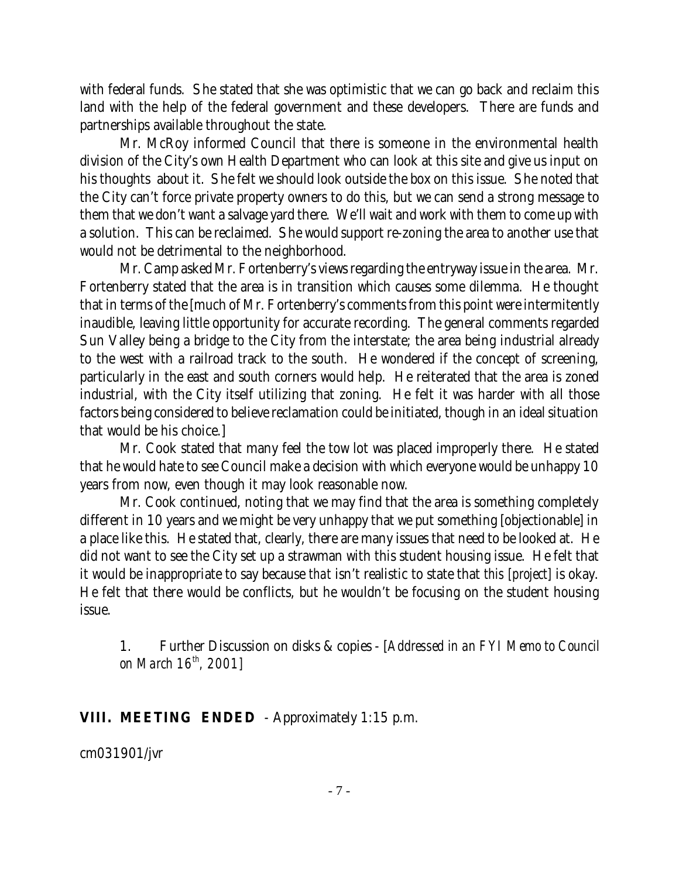with federal funds. She stated that she was optimistic that we can go back and reclaim this land with the help of the federal government and these developers. There are funds and partnerships available throughout the state.

Mr. McRoy informed Council that there is someone in the environmental health division of the City's own Health Department who can look at this site and give us input on his thoughts about it. She felt we should look outside the box on this issue. She noted that the City can't force private property owners to do this, but we can send a strong message to them that we don't want a salvage yard there. We'll wait and work with them to come up with a solution. This can be reclaimed. She would support re-zoning the area to another use that would not be detrimental to the neighborhood.

Mr. Camp asked Mr. Fortenberry's views regarding the entryway issue in the area. Mr. Fortenberry stated that the area is in transition which causes some dilemma. He thought that in terms of the [much of Mr. Fortenberry's comments from this point were intermitently inaudible, leaving little opportunity for accurate recording. The general comments regarded Sun Valley being a bridge to the City from the interstate; the area being industrial already to the west with a railroad track to the south. He wondered if the concept of screening, particularly in the east and south corners would help. He reiterated that the area is zoned industrial, with the City itself utilizing that zoning. He felt it was harder with all those factors being considered to believe reclamation could be initiated, though in an ideal situation that would be his choice.]

Mr. Cook stated that many feel the tow lot was placed improperly there. He stated that he would hate to see Council make a decision with which everyone would be unhappy 10 years from now, even though it may look reasonable now.

Mr. Cook continued, noting that we may find that the area is something completely different in 10 years and we might be very unhappy that we put something [objectionable] in a place like this. He stated that, clearly, there are many issues that need to be looked at. He did not want to see the City set up a strawman with this student housing issue. He felt that it would be inappropriate to say because *that* isn't realistic to state that *this [project]* is okay. He felt that there would be conflicts, but he wouldn't be focusing on the student housing issue.

1. Further Discussion on disks & copies - *[Addressed in an FYI Memo to Council on March 16th, 2001]*

**VIII. MEETING ENDED** - Approximately 1:15 p.m.

cm031901/jvr